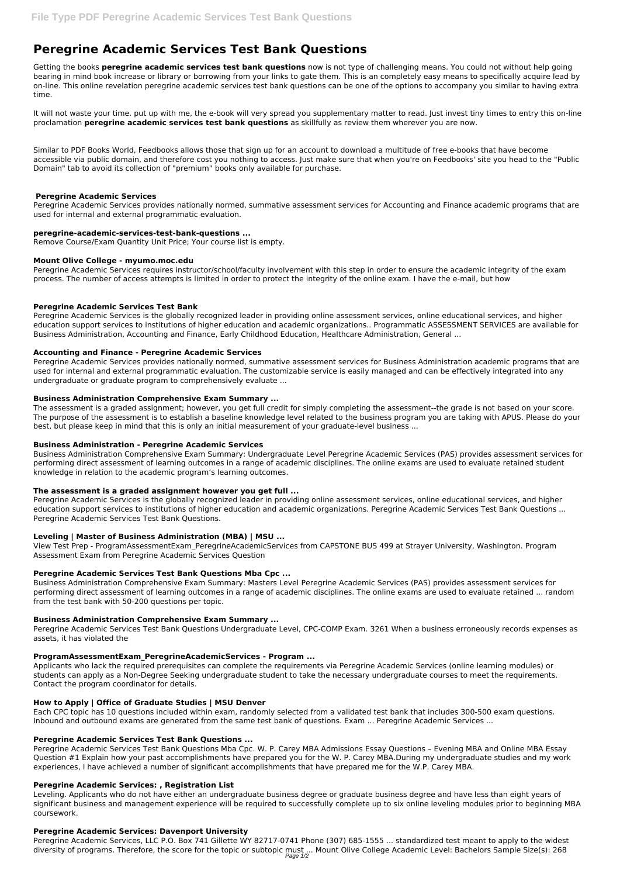# Peregrine Academic Services Test Bank Questions

Getting the books **peregrine academic services test bank questions** now is not type of challenging means. You could not without help going bearing in mind book increase or library or borrowing from your links to gate them. This is an completely easy means to specifically acquire lead by on-line. This online revelation peregrine academic services test bank questions can be one of the options to accompany you similar to having extra time.

It will not waste your time. put up with me, the e-book will very spread you supplementary matter to read. Just invest tiny times to entry this on-line proclamation **peregrine academic services test bank questions** as skillfully as review them wherever you are now.

Similar to PDF Books World, Feedbooks allows those that sign up for an account to download a multitude of free e-books that have become accessible via public domain, and therefore cost you nothing to access. Just make sure that when you're on Feedbooks' site you head to the "Public Domain" tab to avoid its collection of "premium" books only available for purchase.

### Peregrine Academic Services

Peregrine Academic Services provides nationally normed, summative assessment services for Accounting and Finance academic programs that are used for internal and external programmatic evaluation.

### peregrine-academic-services-test-bank-questions ...

Remove Course/Exam Quantity Unit Price; Your course list is empty.

### Mount Olive College - myumo.moc.edu

Peregrine Academic Services requires instructor/school/faculty involvement with this step in order to ensure the academic integrity of the exam process. The number of access attempts is limited in order to protect the integrity of the online exam. I have the e-mail, but how

### Peregrine Academic Services Test Bank

Peregrine Academic Services is the globally recognized leader in providing online assessment services, online educational services, and higher education support services to institutions of higher education and academic organizations.. Programmatic ASSESSMENT SERVICES are available for Business Administration, Accounting and Finance, Early Childhood Education, Healthcare Administration, General ...

### Accounting and Finance - Peregrine Academic Services

Peregrine Academic Services provides nationally normed, summative assessment services for Business Administration academic programs that are used for internal and external programmatic evaluation. The customizable service is easily managed and can be effectively integrated into any undergraduate or graduate program to comprehensively evaluate ...

### Business Administration Comprehensive Exam Summary ...

The assessment is a graded assignment; however, you get full credit for simply completing the assessment--the grade is not based on your score. The purpose of the assessment is to establish a baseline knowledge level related to the business program you are taking with APUS. Please do your best, but please keep in mind that this is only an initial measurement of your graduate-level business ...

### Business Administration - Peregrine Academic Services

Business Administration Comprehensive Exam Summary: Undergraduate Level Peregrine Academic Services (PAS) provides assessment services for performing direct assessment of learning outcomes in a range of academic disciplines. The online exams are used to evaluate retained student knowledge in relation to the academic program's learning outcomes.

### The assessment is a graded assignment however you get full ...

Peregrine Academic Services is the globally recognized leader in providing online assessment services, online educational services, and higher education support services to institutions of higher education and academic organizations. Peregrine Academic Services Test Bank Questions ... Peregrine Academic Services Test Bank Questions.

### Leveling | Master of Business Administration (MBA) | MSU ...

View Test Prep - ProgramAssessmentExam_PeregrineAcademicServices from CAPSTONE BUS 499 at Strayer University, Washington. Program Assessment Exam from Peregrine Academic Services Question

### Peregrine Academic Services Test Bank Questions Mba Cpc ...

Business Administration Comprehensive Exam Summary: Masters Level Peregrine Academic Services (PAS) provides assessment services for performing direct assessment of learning outcomes in a range of academic disciplines. The online exams are used to evaluate retained ... random from the test bank with 50-200 questions per topic.

### Business Administration Comprehensive Exam Summary ...

Peregrine Academic Services Test Bank Questions Undergraduate Level, CPC-COMP Exam. 3261 When a business erroneously records expenses as assets, it has violated the

### ProgramAssessmentExam_PeregrineAcademicServices - Program ...

Applicants who lack the required prerequisites can complete the requirements via Peregrine Academic Services (online learning modules) or students can apply as a Non-Degree Seeking undergraduate student to take the necessary undergraduate courses to meet the requirements. Contact the program coordinator for details.

### How to Apply | Office of Graduate Studies | MSU Denver

Each CPC topic has 10 questions included within exam, randomly selected from a validated test bank that includes 300-500 exam questions. Inbound and outbound exams are generated from the same test bank of questions. Exam ... Peregrine Academic Services ...

### Peregrine Academic Services Test Bank Questions ...

Peregrine Academic Services Test Bank Questions Mba Cpc. W. P. Carey MBA Admissions Essay Questions – Evening MBA and Online MBA Essay Question #1 Explain how your past accomplishments have prepared you for the W. P. Carey MBA.During my undergraduate studies and my work experiences, I have achieved a number of significant accomplishments that have prepared me for the W.P. Carey MBA.

### Peregrine Academic Services: , Registration List

Leveling. Applicants who do not have either an undergraduate business degree or graduate business degree and have less than eight years of significant business and management experience will be required to successfully complete up to six online leveling modules prior to beginning MBA coursework.

### Peregrine Academic Services: Davenport University

Peregrine Academic Services, LLC P.O. Box 741 Gillette WY 82717-0741 Phone (307) 685-1555 ... standardized test meant to apply to the widest diversity of programs. Therefore, the score for the topic or subtopic must ... Mount Olive College Academic Level: Bachelors Sample Size(s): 268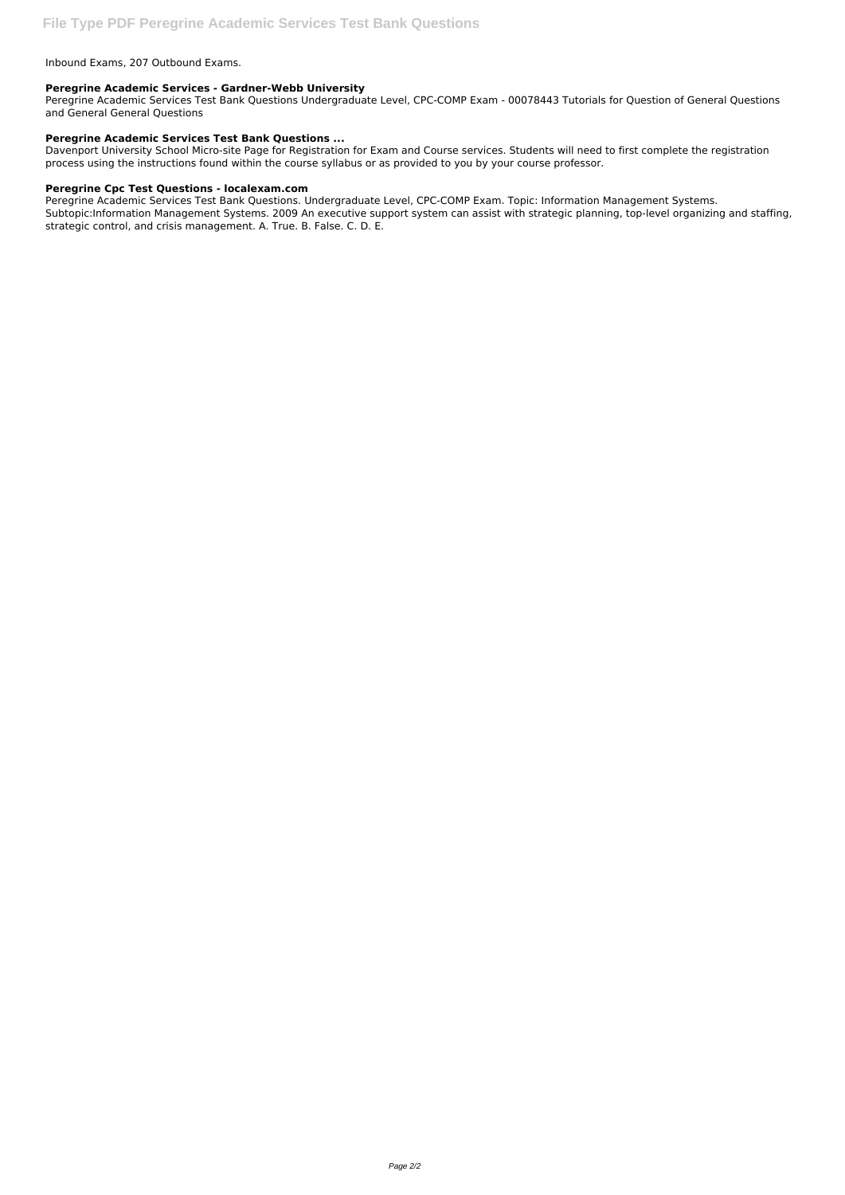Inbound Exams, 207 Outbound Exams.

### Peregrine Academic Services - Gardner-Webb University

Peregrine Academic Services Test Bank Questions Undergraduate Level, CPC-COMP Exam - 00078443 Tutorials for Question of General Questions and General General Questions

### Peregrine Academic Services Test Bank Questions ...

Davenport University School Micro-site Page for Registration for Exam and Course services. Students will need to first complete the registration process using the instructions found within the course syllabus or as provided to you by your course professor.

### Peregrine Cpc Test Questions - localexam.com

Peregrine Academic Services Test Bank Questions. Undergraduate Level, CPC-COMP Exam. Topic: Information Management Systems. Subtopic:Information Management Systems. 2009 An executive support system can assist with strategic planning, top-level organizing and staffing, strategic control, and crisis management. A. True. B. False. C. D. E.